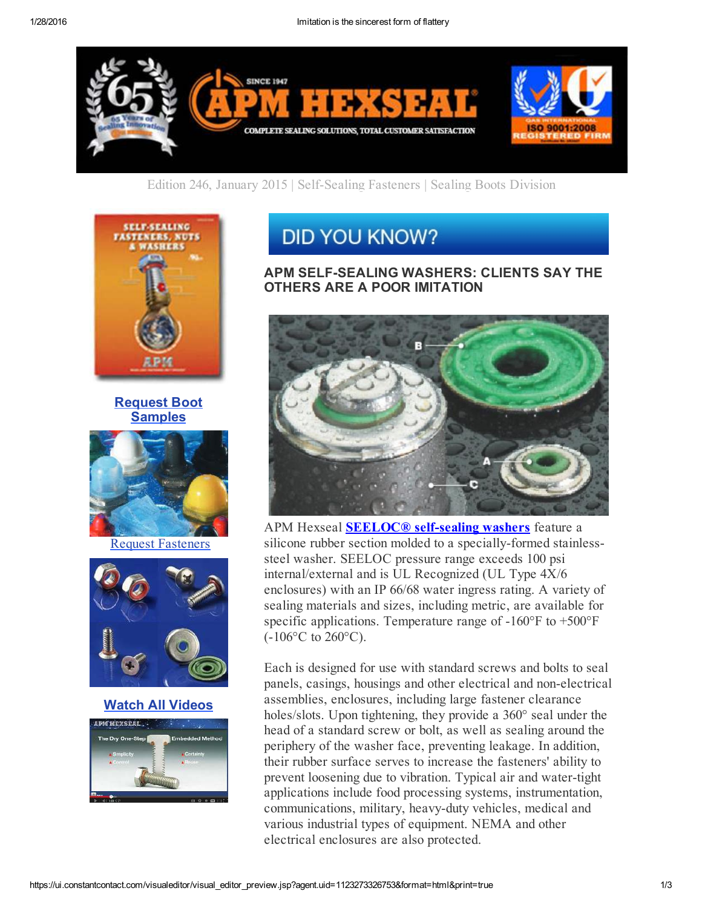Edition 246, January 2015 | Self-Sealing Fasteners | Sealing Boots Division

**Request Boot Samples**

Request Fasteners

**Watch All Videos**

# DID YOU KNOW?

## APM SELF-SEALING WASHERS: CLIENTS SAY THE OTHERS ARE A POOR IMITATION

APM Hexseal **SEELOC® self-sealing washers** feature a silicone rubber section molded to a specially-formed stainless-steel washer. SEELOC pressure range exceeds 100 psi internal/external and is UL Recognized (UL Type 4X/6 enclosures) with an IP 66/68 water ingress rating. A variety of sealing materials and sizes, including metric, are available for specific applications. Temperature range of -160°F to +500°F (-106°C to 260°C).

Each is designed for use with standard screws and bolts to seal panels, casings, housings and other electrical and non-electrical assemblies, enclosures, including large fastener clearance holes/slots. Upon tightening, they provide a 360° seal under the head of a standard screw or bolt, as well as sealing around the periphery of the washer face, preventing leakage. In addition, their rubber surface serves to increase the fasteners' ability to prevent loosening due to vibration. Typical air and water-tight applications include food processing systems, instrumentation, communications, military, heavy-duty vehicles, medical and various industrial types of equipment. NEMA and other electrical enclosures are also protected.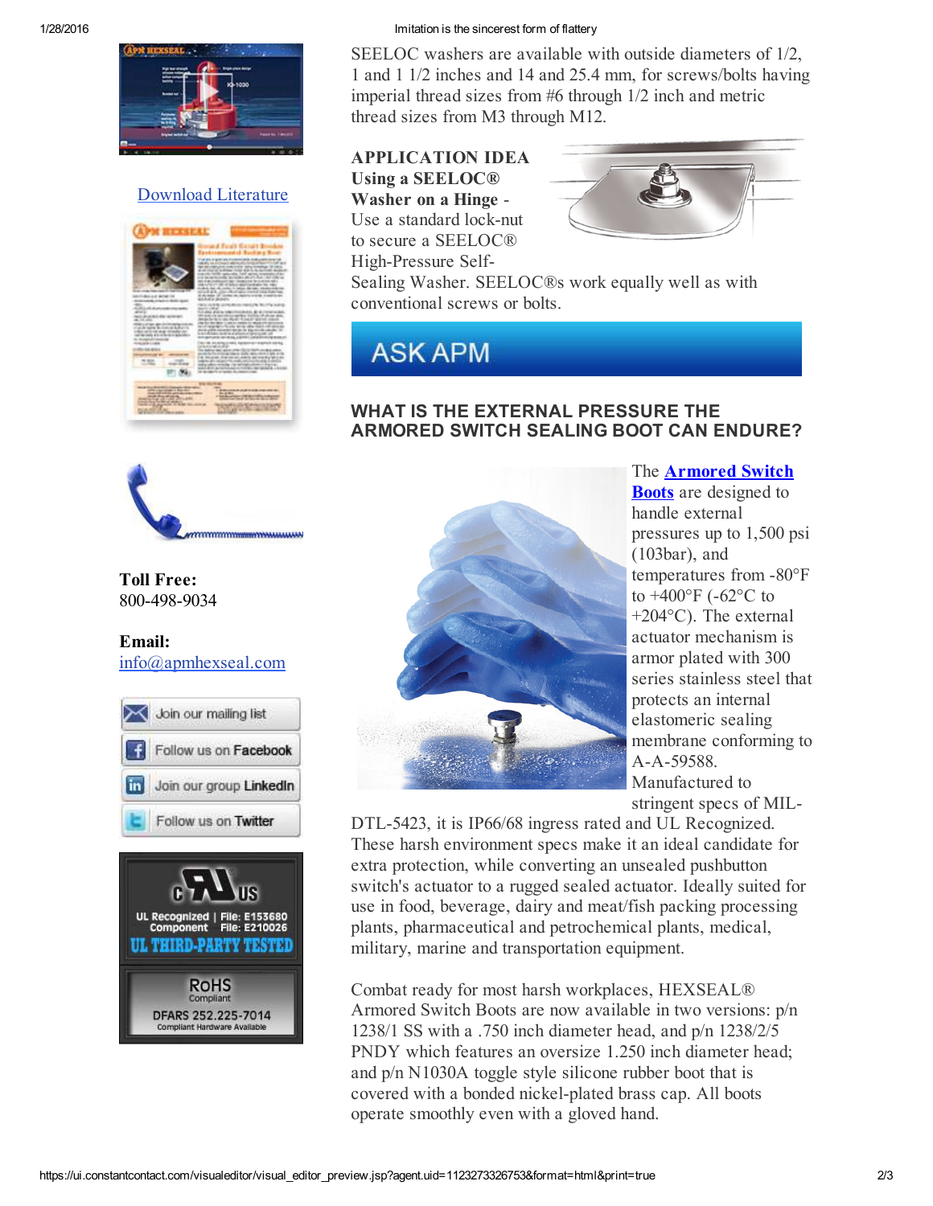SEELOC washers are available with outside diameters of 1/2, 1 and 1 1/2 inches and 14 and 25.4 mm, for screws/bolts having imperial thread sizes from #6 through 1/2 inch and metric thread sizes from M3 through M12.

**APPLICATION IDEA**
**Using a SEELOC® Washer on a Hinge** - Use a standard lock-nut to secure a SEELOC® High-Pressure Self-Sealing Washer. SEELOC®s work equally well as with conventional screws or bolts.

## ASK APM

### WHAT IS THE EXTERNAL PRESSURE THE ARMORED SWITCH SEALING BOOT CAN ENDURE?

The **Armored Switch Boots** are designed to handle external pressures up to 1,500 psi (103bar), and temperatures from -80°F to +400°F (-62°C to +204°C). The external actuator mechanism is armor plated with 300 series stainless steel that protects an internal elastomeric sealing membrane conforming to A-A-59588. Manufactured to stringent specs of MIL-DTL-5423, it is IP66/68 ingress rated and UL Recognized. These harsh environment specs make it an ideal candidate for extra protection, while converting an unsealed pushbutton switch's actuator to a rugged sealed actuator. Ideally suited for use in food, beverage, dairy and meat/fish packing processing plants, pharmaceutical and petrochemical plants, medical, military, marine and transportation equipment.

Combat ready for most harsh workplaces, HEXSEAL® Armored Switch Boots are now available in two versions: p/n 1238/1 SS with a .750 inch diameter head, and p/n 1238/2/5 PNDY which features an oversize 1.250 inch diameter head; and p/n N1030A toggle style silicone rubber boot that is covered with a bonded nickel-plated brass cap. All boots operate smoothly even with a gloved hand.

Download Literature

**Toll Free:**
800-498-9034

**Email:**
info@apmhexseal.com

Join our mailing list
Follow us on Facebook
Join our group LinkedIn
Follow us on Twitter

UL Recognized Component | File: E153680 File: E210026
UL THIRD-PARTY TESTED

RoHS Compliant
DFARS 252.225-7014
Compliant Hardware Available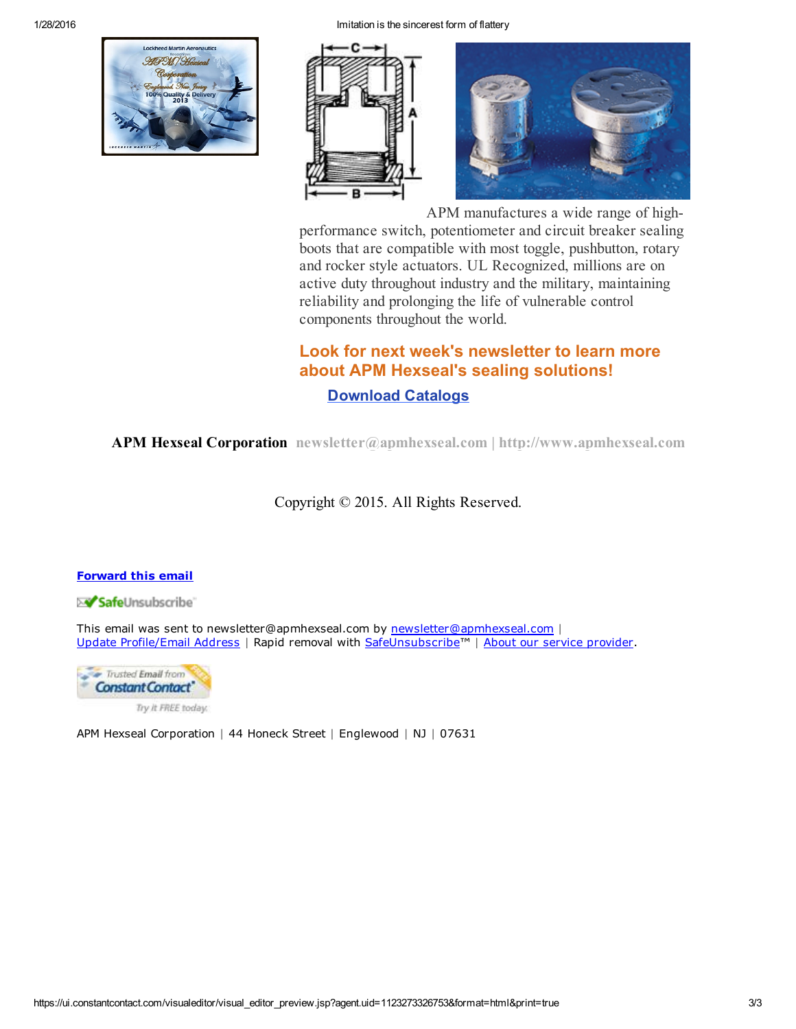APM manufactures a wide range of high-performance switch, potentiometer and circuit breaker sealing boots that are compatible with most toggle, pushbutton, rotary and rocker style actuators. UL Recognized, millions are on active duty throughout industry and the military, maintaining reliability and prolonging the life of vulnerable control components throughout the world.

## Look for next week's newsletter to learn more about APM Hexseal's sealing solutions!

**Download Catalogs**

**APM Hexseal Corporation** newsletter@apmhexseal.com | http://www.apmhexseal.com

Copyright © 2015. All Rights Reserved.

**Forward this email**

SafeUnsubscribe

This email was sent to newsletter@apmhexseal.com by newsletter@apmhexseal.com | Update Profile/Email Address | Rapid removal with SafeUnsubscribe™ | About our service provider.

Trusted Email from Constant Contact — Try it FREE today.

APM Hexseal Corporation | 44 Honeck Street | Englewood | NJ | 07631